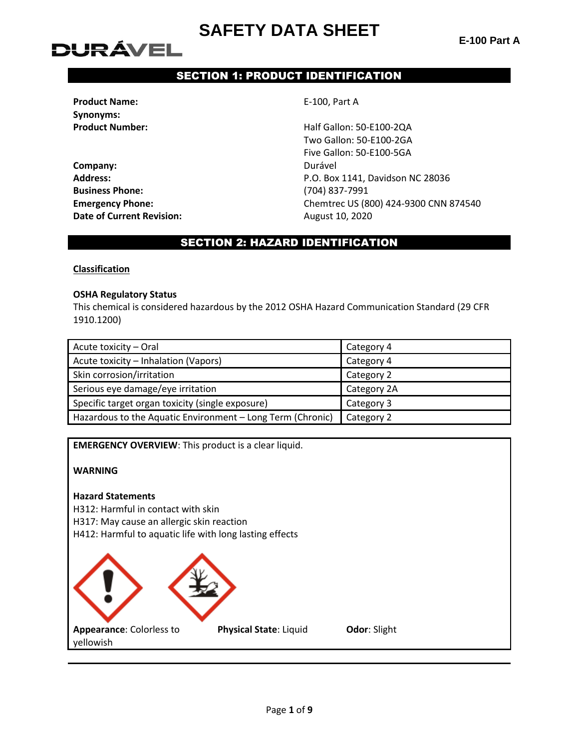# SAFETY DATA SHEET

**E-100 Part A**

DURÁVEL

## SECTION 1: PRODUCT IDENTIFICATION

| | |
|---|---|
| **Product Name:** | E-100, Part A |
| **Synonyms:** | |
| **Product Number:** | Half Gallon: 50-E100-2QA<br>Two Gallon: 50-E100-2GA<br>Five Gallon: 50-E100-5GA |
| **Company:** | Durável |
| **Address:** | P.O. Box 1141, Davidson NC 28036 |
| **Business Phone:** | (704) 837-7991 |
| **Emergency Phone:** | Chemtrec US (800) 424-9300 CNN 874540 |
| **Date of Current Revision:** | August 10, 2020 |

## SECTION 2: HAZARD IDENTIFICATION

**Classification**

**OSHA Regulatory Status**

This chemical is considered hazardous by the 2012 OSHA Hazard Communication Standard (29 CFR 1910.1200)

| Hazard | Category |
|---|---|
| Acute toxicity – Oral | Category 4 |
| Acute toxicity – Inhalation (Vapors) | Category 4 |
| Skin corrosion/irritation | Category 2 |
| Serious eye damage/eye irritation | Category 2A |
| Specific target organ toxicity (single exposure) | Category 3 |
| Hazardous to the Aquatic Environment – Long Term (Chronic) | Category 2 |

**EMERGENCY OVERVIEW**: This product is a clear liquid.

**WARNING**

**Hazard Statements**

H312: Harmful in contact with skin

H317: May cause an allergic skin reaction

H412: Harmful to aquatic life with long lasting effects

**Appearance**: Colorless to yellowish

**Physical State**: Liquid

**Odor**: Slight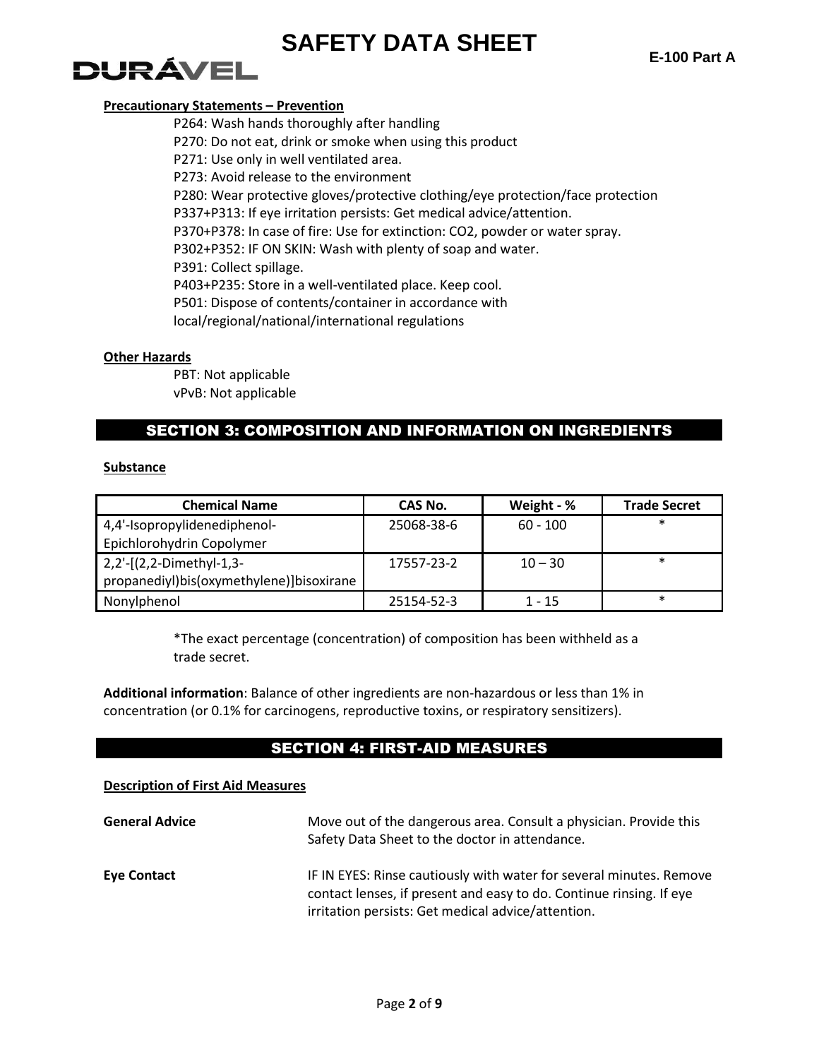**Precautionary Statements – Prevention**

P264: Wash hands thoroughly after handling
P270: Do not eat, drink or smoke when using this product
P271: Use only in well ventilated area.
P273: Avoid release to the environment
P280: Wear protective gloves/protective clothing/eye protection/face protection
P337+P313: If eye irritation persists: Get medical advice/attention.
P370+P378: In case of fire: Use for extinction: CO2, powder or water spray.
P302+P352: IF ON SKIN: Wash with plenty of soap and water.
P391: Collect spillage.
P403+P235: Store in a well-ventilated place. Keep cool.
P501: Dispose of contents/container in accordance with local/regional/national/international regulations

**Other Hazards**

PBT: Not applicable
vPvB: Not applicable

## SECTION 3: COMPOSITION AND INFORMATION ON INGREDIENTS

**Substance**

| Chemical Name | CAS No. | Weight - % | Trade Secret |
|---|---|---|---|
| 4,4'-Isopropylidenediphenol-Epichlorohydrin Copolymer | 25068-38-6 | 60 - 100 | * |
| 2,2'-[(2,2-Dimethyl-1,3-propanediyl)bis(oxymethylene)]bisoxirane | 17557-23-2 | 10 – 30 | * |
| Nonylphenol | 25154-52-3 | 1 - 15 | * |

*The exact percentage (concentration) of composition has been withheld as a trade secret.

**Additional information**: Balance of other ingredients are non-hazardous or less than 1% in concentration (or 0.1% for carcinogens, reproductive toxins, or respiratory sensitizers).

## SECTION 4: FIRST-AID MEASURES

**Description of First Aid Measures**

**General Advice** Move out of the dangerous area. Consult a physician. Provide this Safety Data Sheet to the doctor in attendance.

**Eye Contact** IF IN EYES: Rinse cautiously with water for several minutes. Remove contact lenses, if present and easy to do. Continue rinsing. If eye irritation persists: Get medical advice/attention.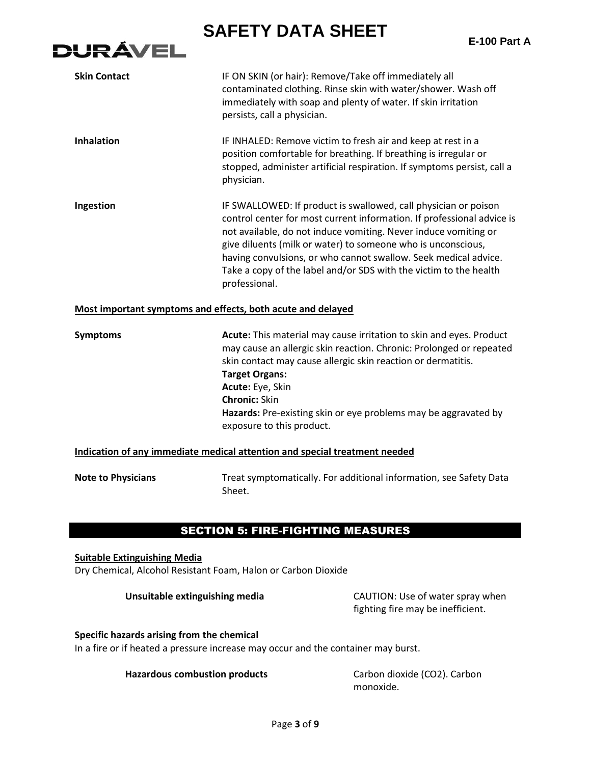**Skin Contact** IF ON SKIN (or hair): Remove/Take off immediately all contaminated clothing. Rinse skin with water/shower. Wash off immediately with soap and plenty of water. If skin irritation persists, call a physician.

**Inhalation** IF INHALED: Remove victim to fresh air and keep at rest in a position comfortable for breathing. If breathing is irregular or stopped, administer artificial respiration. If symptoms persist, call a physician.

**Ingestion** IF SWALLOWED: If product is swallowed, call physician or poison control center for most current information. If professional advice is not available, do not induce vomiting. Never induce vomiting or give diluents (milk or water) to someone who is unconscious, having convulsions, or who cannot swallow. Seek medical advice. Take a copy of the label and/or SDS with the victim to the health professional.

**Most important symptoms and effects, both acute and delayed**

**Symptoms** **Acute:** This material may cause irritation to skin and eyes. Product may cause an allergic skin reaction. Chronic: Prolonged or repeated skin contact may cause allergic skin reaction or dermatitis.
**Target Organs:**
**Acute:** Eye, Skin
**Chronic:** Skin
**Hazards:** Pre-existing skin or eye problems may be aggravated by exposure to this product.

**Indication of any immediate medical attention and special treatment needed**

**Note to Physicians** Treat symptomatically. For additional information, see Safety Data Sheet.

## SECTION 5: FIRE-FIGHTING MEASURES

**Suitable Extinguishing Media**
Dry Chemical, Alcohol Resistant Foam, Halon or Carbon Dioxide

**Unsuitable extinguishing media** CAUTION: Use of water spray when fighting fire may be inefficient.

**Specific hazards arising from the chemical**
In a fire or if heated a pressure increase may occur and the container may burst.

**Hazardous combustion products** Carbon dioxide ($CO_2$). Carbon monoxide.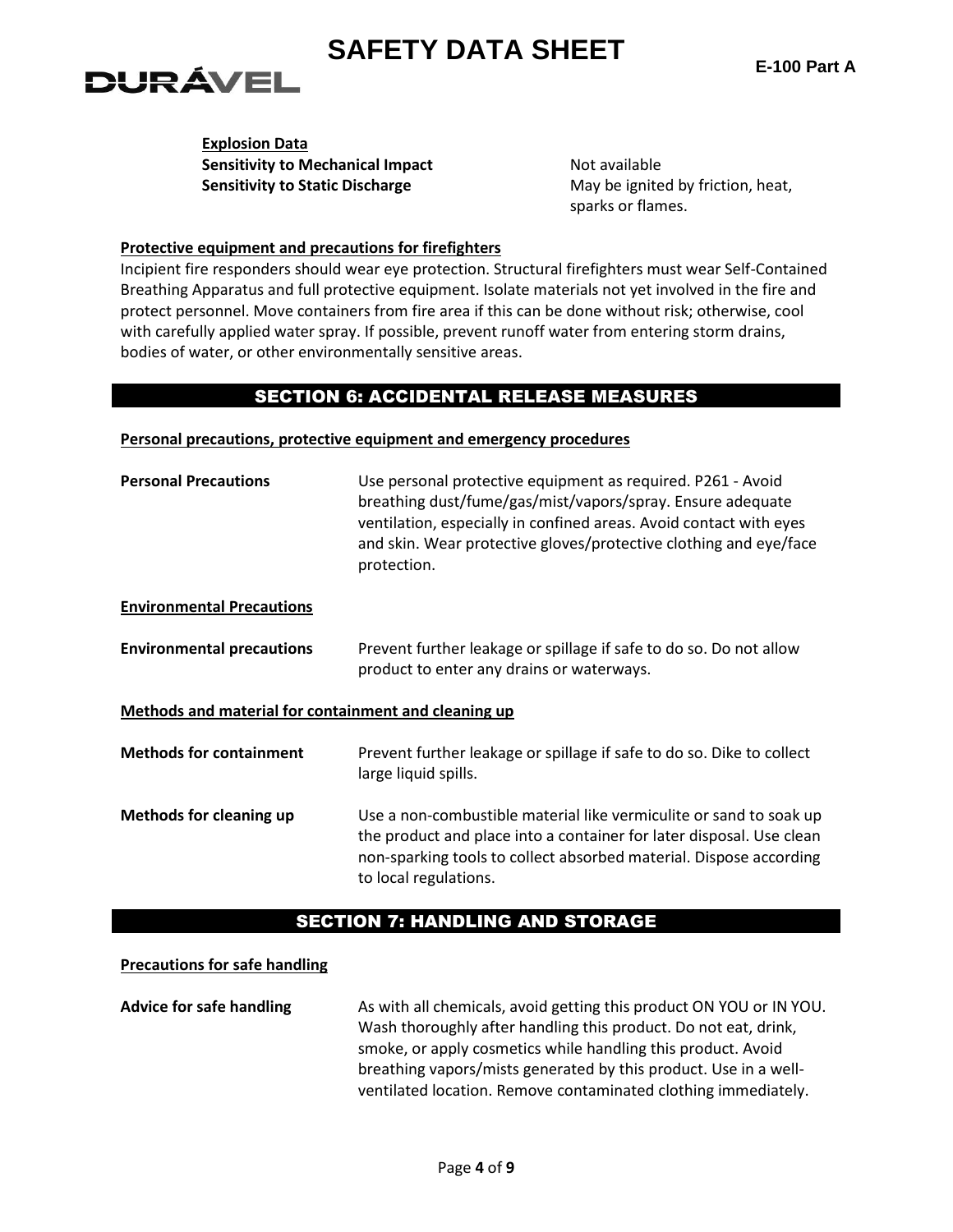**Explosion Data**

| | |
|---|---|
| **Sensitivity to Mechanical Impact** | Not available |
| **Sensitivity to Static Discharge** | May be ignited by friction, heat, sparks or flames. |

**Protective equipment and precautions for firefighters**

Incipient fire responders should wear eye protection. Structural firefighters must wear Self-Contained Breathing Apparatus and full protective equipment. Isolate materials not yet involved in the fire and protect personnel. Move containers from fire area if this can be done without risk; otherwise, cool with carefully applied water spray. If possible, prevent runoff water from entering storm drains, bodies of water, or other environmentally sensitive areas.

## SECTION 6: ACCIDENTAL RELEASE MEASURES

**Personal precautions, protective equipment and emergency procedures**

**Personal Precautions** — Use personal protective equipment as required. P261 - Avoid breathing dust/fume/gas/mist/vapors/spray. Ensure adequate ventilation, especially in confined areas. Avoid contact with eyes and skin. Wear protective gloves/protective clothing and eye/face protection.

**Environmental Precautions**

**Environmental precautions** — Prevent further leakage or spillage if safe to do so. Do not allow product to enter any drains or waterways.

**Methods and material for containment and cleaning up**

**Methods for containment** — Prevent further leakage or spillage if safe to do so. Dike to collect large liquid spills.

**Methods for cleaning up** — Use a non-combustible material like vermiculite or sand to soak up the product and place into a container for later disposal. Use clean non-sparking tools to collect absorbed material. Dispose according to local regulations.

## SECTION 7: HANDLING AND STORAGE

**Precautions for safe handling**

**Advice for safe handling** — As with all chemicals, avoid getting this product ON YOU or IN YOU. Wash thoroughly after handling this product. Do not eat, drink, smoke, or apply cosmetics while handling this product. Avoid breathing vapors/mists generated by this product. Use in a well-ventilated location. Remove contaminated clothing immediately.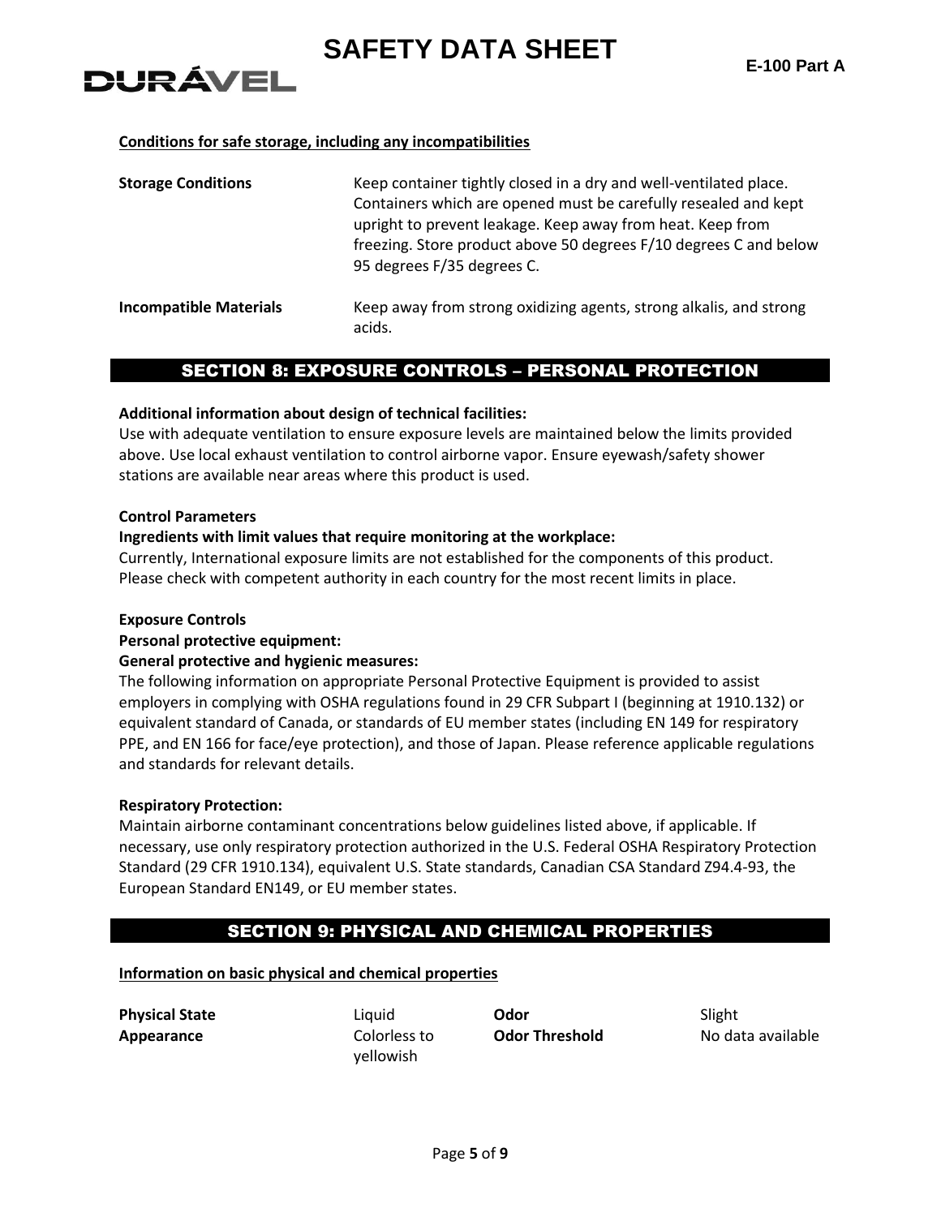**Conditions for safe storage, including any incompatibilities**

| | |
|---|---|
| **Storage Conditions** | Keep container tightly closed in a dry and well-ventilated place. Containers which are opened must be carefully resealed and kept upright to prevent leakage. Keep away from heat. Keep from freezing. Store product above 50 degrees F/10 degrees C and below 95 degrees F/35 degrees C. |
| **Incompatible Materials** | Keep away from strong oxidizing agents, strong alkalis, and strong acids. |

## SECTION 8: EXPOSURE CONTROLS – PERSONAL PROTECTION

**Additional information about design of technical facilities:**
Use with adequate ventilation to ensure exposure levels are maintained below the limits provided above. Use local exhaust ventilation to control airborne vapor. Ensure eyewash/safety shower stations are available near areas where this product is used.

**Control Parameters**
**Ingredients with limit values that require monitoring at the workplace:**
Currently, International exposure limits are not established for the components of this product. Please check with competent authority in each country for the most recent limits in place.

**Exposure Controls**
**Personal protective equipment:**
**General protective and hygienic measures:**
The following information on appropriate Personal Protective Equipment is provided to assist employers in complying with OSHA regulations found in 29 CFR Subpart I (beginning at 1910.132) or equivalent standard of Canada, or standards of EU member states (including EN 149 for respiratory PPE, and EN 166 for face/eye protection), and those of Japan. Please reference applicable regulations and standards for relevant details.

**Respiratory Protection:**
Maintain airborne contaminant concentrations below guidelines listed above, if applicable. If necessary, use only respiratory protection authorized in the U.S. Federal OSHA Respiratory Protection Standard (29 CFR 1910.134), equivalent U.S. State standards, Canadian CSA Standard Z94.4-93, the European Standard EN149, or EU member states.

## SECTION 9: PHYSICAL AND CHEMICAL PROPERTIES

**Information on basic physical and chemical properties**

| | | | |
|---|---|---|---|
| **Physical State** | Liquid | **Odor** | Slight |
| **Appearance** | Colorless to yellowish | **Odor Threshold** | No data available |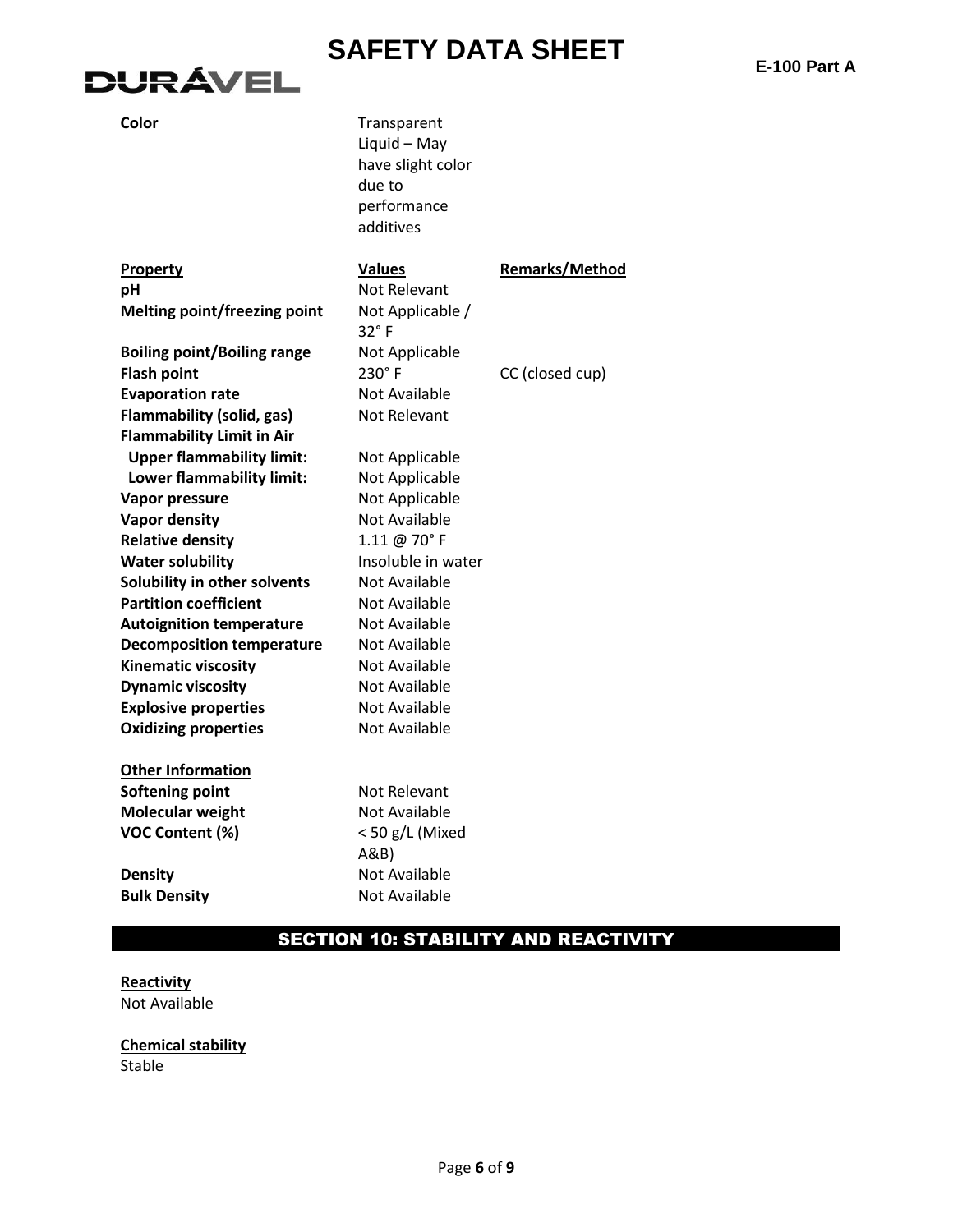| | | |
|---|---|---|
| **Color** | Transparent Liquid – May have slight color due to performance additives | |

| **Property** | **Values** | **Remarks/Method** |
|---|---|---|
| **pH** | Not Relevant | |
| **Melting point/freezing point** | Not Applicable / 32° F | |
| **Boiling point/Boiling range** | Not Applicable | |
| **Flash point** | 230° F | CC (closed cup) |
| **Evaporation rate** | Not Available | |
| **Flammability (solid, gas)** | Not Relevant | |
| **Flammability Limit in Air** | | |
| **Upper flammability limit:** | Not Applicable | |
| **Lower flammability limit:** | Not Applicable | |
| **Vapor pressure** | Not Applicable | |
| **Vapor density** | Not Available | |
| **Relative density** | 1.11 @ 70° F | |
| **Water solubility** | Insoluble in water | |
| **Solubility in other solvents** | Not Available | |
| **Partition coefficient** | Not Available | |
| **Autoignition temperature** | Not Available | |
| **Decomposition temperature** | Not Available | |
| **Kinematic viscosity** | Not Available | |
| **Dynamic viscosity** | Not Available | |
| **Explosive properties** | Not Available | |
| **Oxidizing properties** | Not Available | |

| **Other Information** | |
|---|---|
| **Softening point** | Not Relevant |
| **Molecular weight** | Not Available |
| **VOC Content (%)** | < 50 g/L (Mixed A&B) |
| **Density** | Not Available |
| **Bulk Density** | Not Available |

## SECTION 10: STABILITY AND REACTIVITY

**Reactivity**
Not Available

**Chemical stability**
Stable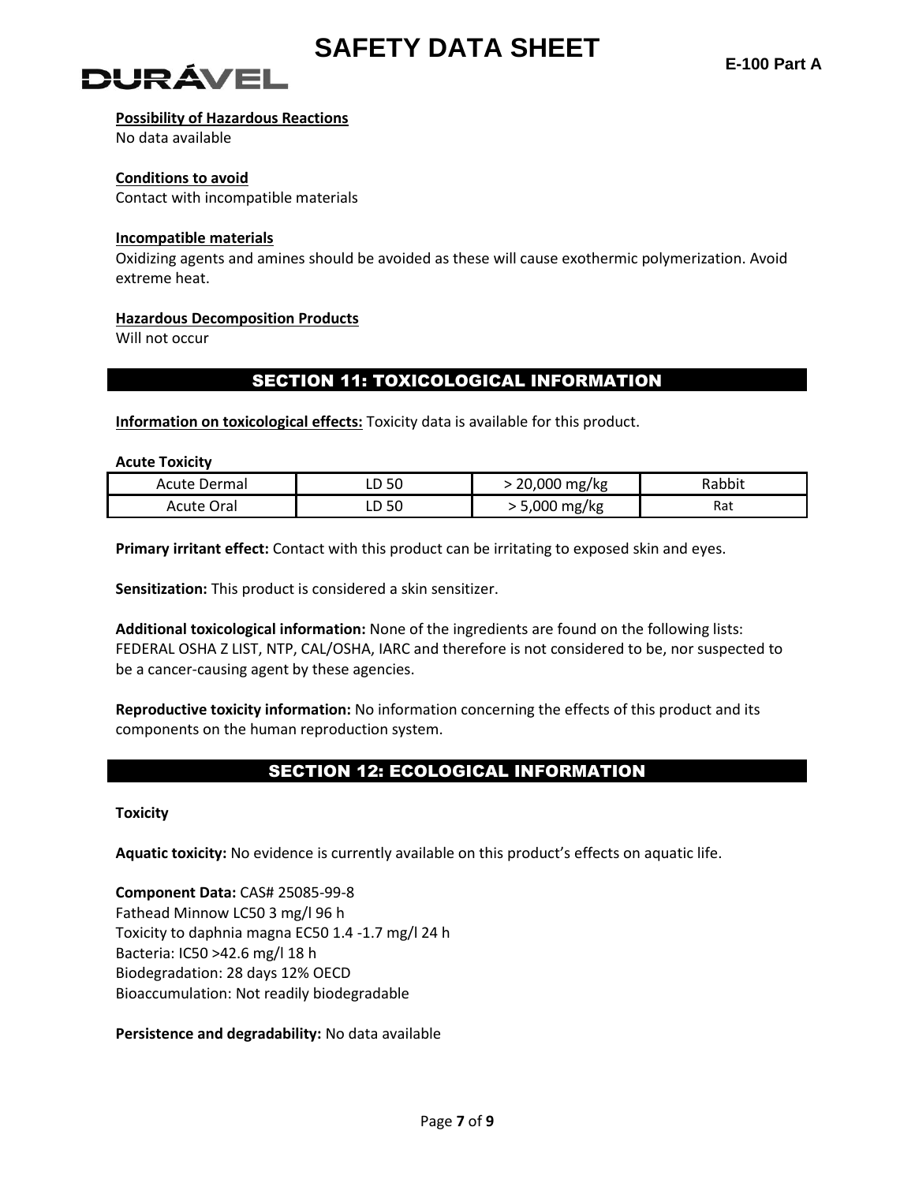**Possibility of Hazardous Reactions**
No data available

**Conditions to avoid**
Contact with incompatible materials

**Incompatible materials**
Oxidizing agents and amines should be avoided as these will cause exothermic polymerization. Avoid extreme heat.

**Hazardous Decomposition Products**
Will not occur

## SECTION 11: TOXICOLOGICAL INFORMATION

**Information on toxicological effects:** Toxicity data is available for this product.

**Acute Toxicity**

| | | | |
|---|---|---|---|
| Acute Dermal | LD 50 | > 20,000 mg/kg | Rabbit |
| Acute Oral | LD 50 | > 5,000 mg/kg | Rat |

**Primary irritant effect:** Contact with this product can be irritating to exposed skin and eyes.

**Sensitization:** This product is considered a skin sensitizer.

**Additional toxicological information:** None of the ingredients are found on the following lists: FEDERAL OSHA Z LIST, NTP, CAL/OSHA, IARC and therefore is not considered to be, nor suspected to be a cancer-causing agent by these agencies.

**Reproductive toxicity information:** No information concerning the effects of this product and its components on the human reproduction system.

## SECTION 12: ECOLOGICAL INFORMATION

**Toxicity**

**Aquatic toxicity:** No evidence is currently available on this product's effects on aquatic life.

**Component Data:** CAS# 25085-99-8
Fathead Minnow LC50 3 mg/l 96 h
Toxicity to daphnia magna EC50 1.4 -1.7 mg/l 24 h
Bacteria: IC50 >42.6 mg/l 18 h
Biodegradation: 28 days 12% OECD
Bioaccumulation: Not readily biodegradable

**Persistence and degradability:** No data available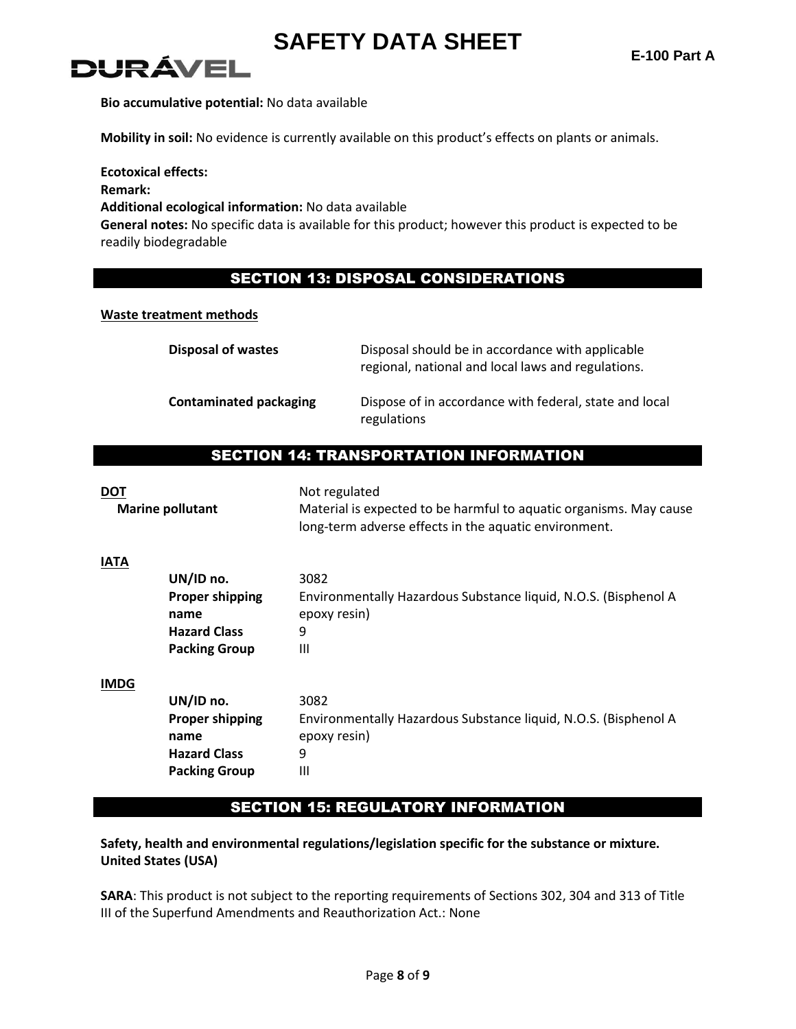**Bio accumulative potential:** No data available

**Mobility in soil:** No evidence is currently available on this product's effects on plants or animals.

**Ecotoxical effects:**
**Remark:**
**Additional ecological information:** No data available
**General notes:** No specific data is available for this product; however this product is expected to be readily biodegradable

## SECTION 13: DISPOSAL CONSIDERATIONS

**Waste treatment methods**

| | |
|---|---|
| **Disposal of wastes** | Disposal should be in accordance with applicable regional, national and local laws and regulations. |
| **Contaminated packaging** | Dispose of in accordance with federal, state and local regulations |

## SECTION 14: TRANSPORTATION INFORMATION

**DOT** Not regulated

**Marine pollutant** Material is expected to be harmful to aquatic organisms. May cause long-term adverse effects in the aquatic environment.

**IATA**

| | |
|---|---|
| **UN/ID no.** | 3082 |
| **Proper shipping name** | Environmentally Hazardous Substance liquid, N.O.S. (Bisphenol A epoxy resin) |
| **Hazard Class** | 9 |
| **Packing Group** | III |

**IMDG**

| | |
|---|---|
| **UN/ID no.** | 3082 |
| **Proper shipping name** | Environmentally Hazardous Substance liquid, N.O.S. (Bisphenol A epoxy resin) |
| **Hazard Class** | 9 |
| **Packing Group** | III |

## SECTION 15: REGULATORY INFORMATION

**Safety, health and environmental regulations/legislation specific for the substance or mixture.**
**United States (USA)**

**SARA**: This product is not subject to the reporting requirements of Sections 302, 304 and 313 of Title III of the Superfund Amendments and Reauthorization Act.: None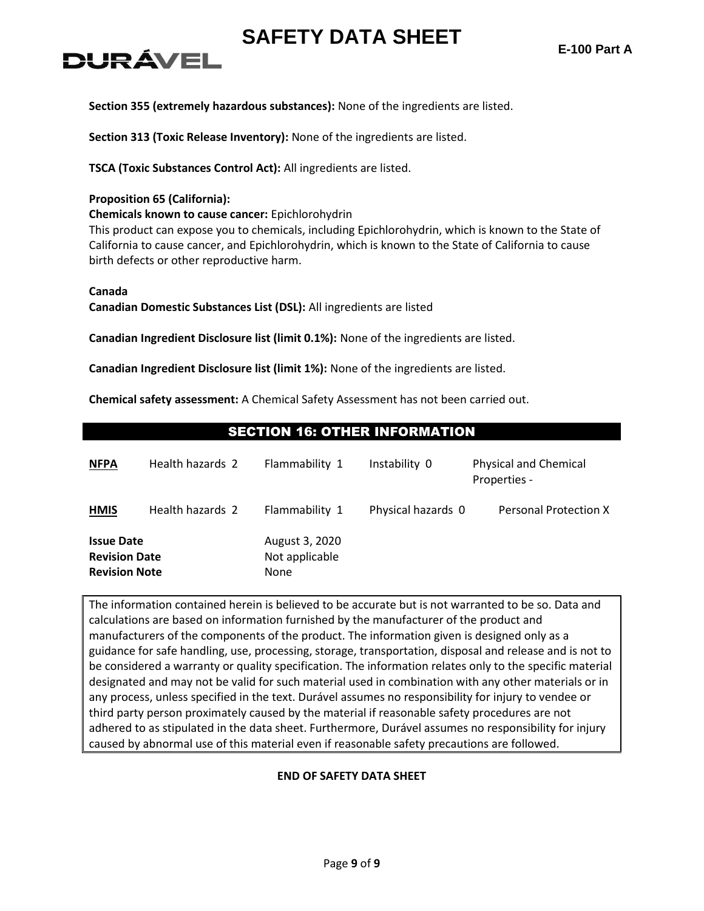**Section 355 (extremely hazardous substances):** None of the ingredients are listed.

**Section 313 (Toxic Release Inventory):** None of the ingredients are listed.

**TSCA (Toxic Substances Control Act):** All ingredients are listed.

**Proposition 65 (California):**
**Chemicals known to cause cancer:** Epichlorohydrin
This product can expose you to chemicals, including Epichlorohydrin, which is known to the State of California to cause cancer, and Epichlorohydrin, which is known to the State of California to cause birth defects or other reproductive harm.

**Canada**
**Canadian Domestic Substances List (DSL):** All ingredients are listed

**Canadian Ingredient Disclosure list (limit 0.1%):** None of the ingredients are listed.

**Canadian Ingredient Disclosure list (limit 1%):** None of the ingredients are listed.

**Chemical safety assessment:** A Chemical Safety Assessment has not been carried out.

## SECTION 16: OTHER INFORMATION

| | | | | |
|---|---|---|---|---|
| **NFPA** | Health hazards 2 | Flammability 1 | Instability 0 | Physical and Chemical Properties - |
| **HMIS** | Health hazards 2 | Flammability 1 | Physical hazards 0 | Personal Protection X |

| | |
|---|---|
| **Issue Date** | August 3, 2020 |
| **Revision Date** | Not applicable |
| **Revision Note** | None |

The information contained herein is believed to be accurate but is not warranted to be so. Data and calculations are based on information furnished by the manufacturer of the product and manufacturers of the components of the product. The information given is designed only as a guidance for safe handling, use, processing, storage, transportation, disposal and release and is not to be considered a warranty or quality specification. The information relates only to the specific material designated and may not be valid for such material used in combination with any other materials or in any process, unless specified in the text. Durável assumes no responsibility for injury to vendee or third party person proximately caused by the material if reasonable safety procedures are not adhered to as stipulated in the data sheet. Furthermore, Durável assumes no responsibility for injury caused by abnormal use of this material even if reasonable safety precautions are followed.

**END OF SAFETY DATA SHEET**